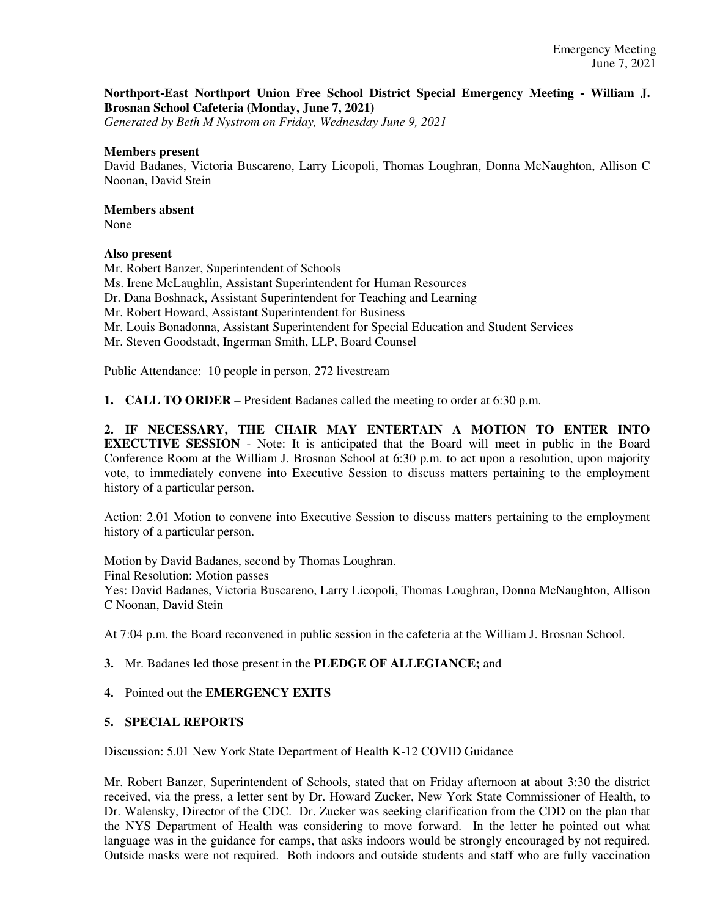Emergency Meeting
June 7, 2021

**Northport-East Northport Union Free School District Special Emergency Meeting - William J. Brosnan School Cafeteria (Monday, June 7, 2021)**
*Generated by Beth M Nystrom on Friday, Wednesday June 9, 2021*

**Members present**
David Badanes, Victoria Buscareno, Larry Licopoli, Thomas Loughran, Donna McNaughton, Allison C Noonan, David Stein

**Members absent**
None

**Also present**
Mr. Robert Banzer, Superintendent of Schools
Ms. Irene McLaughlin, Assistant Superintendent for Human Resources
Dr. Dana Boshnack, Assistant Superintendent for Teaching and Learning
Mr. Robert Howard, Assistant Superintendent for Business
Mr. Louis Bonadonna, Assistant Superintendent for Special Education and Student Services
Mr. Steven Goodstadt, Ingerman Smith, LLP, Board Counsel

Public Attendance: 10 people in person, 272 livestream

**1. CALL TO ORDER** – President Badanes called the meeting to order at 6:30 p.m.

**2. IF NECESSARY, THE CHAIR MAY ENTERTAIN A MOTION TO ENTER INTO EXECUTIVE SESSION** - Note: It is anticipated that the Board will meet in public in the Board Conference Room at the William J. Brosnan School at 6:30 p.m. to act upon a resolution, upon majority vote, to immediately convene into Executive Session to discuss matters pertaining to the employment history of a particular person.

Action: 2.01 Motion to convene into Executive Session to discuss matters pertaining to the employment history of a particular person.

Motion by David Badanes, second by Thomas Loughran.
Final Resolution: Motion passes
Yes: David Badanes, Victoria Buscareno, Larry Licopoli, Thomas Loughran, Donna McNaughton, Allison C Noonan, David Stein

At 7:04 p.m. the Board reconvened in public session in the cafeteria at the William J. Brosnan School.

**3.** Mr. Badanes led those present in the **PLEDGE OF ALLEGIANCE;** and

**4.** Pointed out the **EMERGENCY EXITS**

**5. SPECIAL REPORTS**

Discussion: 5.01 New York State Department of Health K-12 COVID Guidance

Mr. Robert Banzer, Superintendent of Schools, stated that on Friday afternoon at about 3:30 the district received, via the press, a letter sent by Dr. Howard Zucker, New York State Commissioner of Health, to Dr. Walensky, Director of the CDC. Dr. Zucker was seeking clarification from the CDD on the plan that the NYS Department of Health was considering to move forward. In the letter he pointed out what language was in the guidance for camps, that asks indoors would be strongly encouraged by not required. Outside masks were not required. Both indoors and outside students and staff who are fully vaccination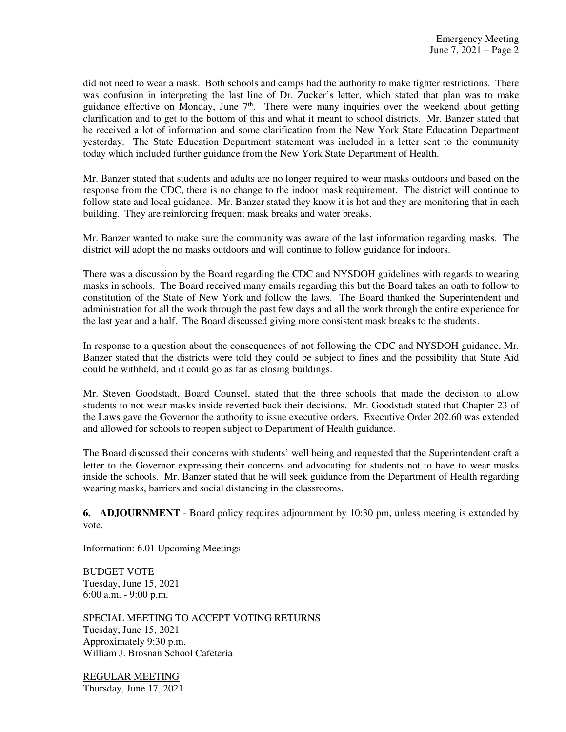did not need to wear a mask. Both schools and camps had the authority to make tighter restrictions. There was confusion in interpreting the last line of Dr. Zucker's letter, which stated that plan was to make guidance effective on Monday, June 7th. There were many inquiries over the weekend about getting clarification and to get to the bottom of this and what it meant to school districts. Mr. Banzer stated that he received a lot of information and some clarification from the New York State Education Department yesterday. The State Education Department statement was included in a letter sent to the community today which included further guidance from the New York State Department of Health.

Mr. Banzer stated that students and adults are no longer required to wear masks outdoors and based on the response from the CDC, there is no change to the indoor mask requirement. The district will continue to follow state and local guidance. Mr. Banzer stated they know it is hot and they are monitoring that in each building. They are reinforcing frequent mask breaks and water breaks.

Mr. Banzer wanted to make sure the community was aware of the last information regarding masks. The district will adopt the no masks outdoors and will continue to follow guidance for indoors.

There was a discussion by the Board regarding the CDC and NYSDOH guidelines with regards to wearing masks in schools. The Board received many emails regarding this but the Board takes an oath to follow to constitution of the State of New York and follow the laws. The Board thanked the Superintendent and administration for all the work through the past few days and all the work through the entire experience for the last year and a half. The Board discussed giving more consistent mask breaks to the students.

In response to a question about the consequences of not following the CDC and NYSDOH guidance, Mr. Banzer stated that the districts were told they could be subject to fines and the possibility that State Aid could be withheld, and it could go as far as closing buildings.

Mr. Steven Goodstadt, Board Counsel, stated that the three schools that made the decision to allow students to not wear masks inside reverted back their decisions. Mr. Goodstadt stated that Chapter 23 of the Laws gave the Governor the authority to issue executive orders. Executive Order 202.60 was extended and allowed for schools to reopen subject to Department of Health guidance.

The Board discussed their concerns with students' well being and requested that the Superintendent craft a letter to the Governor expressing their concerns and advocating for students not to have to wear masks inside the schools. Mr. Banzer stated that he will seek guidance from the Department of Health regarding wearing masks, barriers and social distancing in the classrooms.

**6. ADJOURNMENT** - Board policy requires adjournment by 10:30 pm, unless meeting is extended by vote.

Information: 6.01 Upcoming Meetings

<u>BUDGET VOTE</u>
Tuesday, June 15, 2021
6:00 a.m. - 9:00 p.m.

<u>SPECIAL MEETING TO ACCEPT VOTING RETURNS</u>
Tuesday, June 15, 2021
Approximately 9:30 p.m.
William J. Brosnan School Cafeteria

<u>REGULAR MEETING</u>
Thursday, June 17, 2021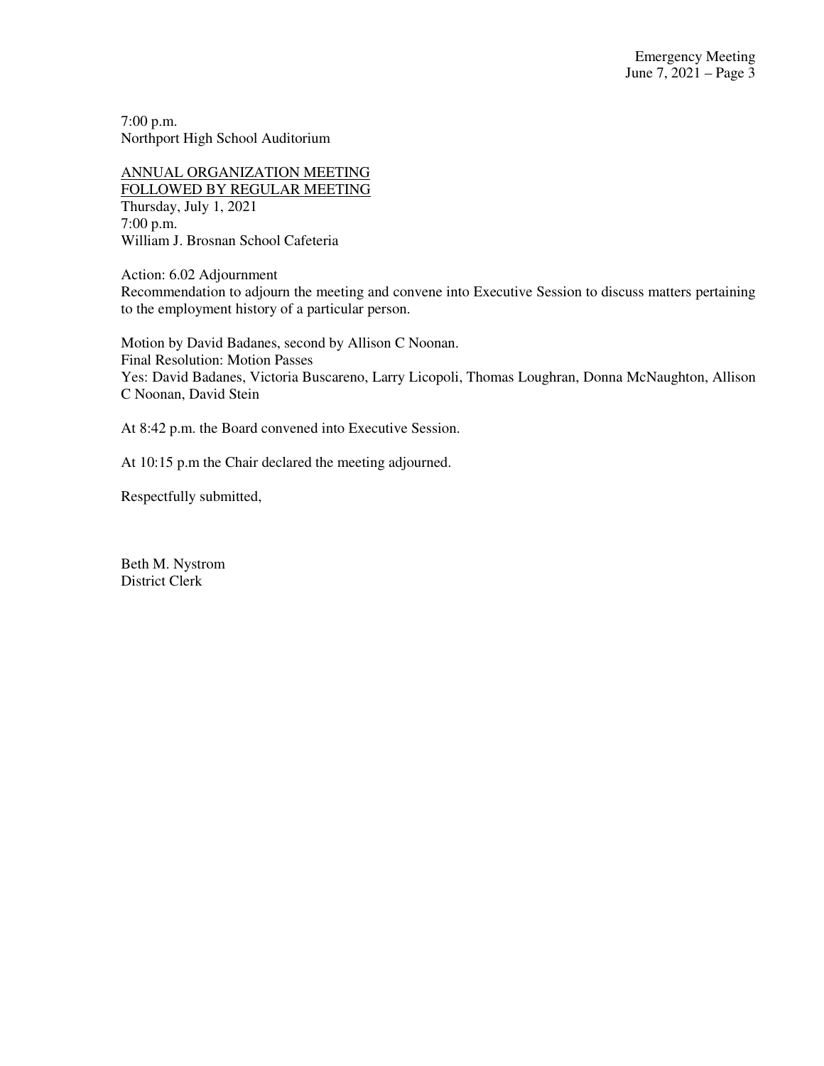7:00 p.m.
Northport High School Auditorium

ANNUAL ORGANIZATION MEETING
FOLLOWED BY REGULAR MEETING
Thursday, July 1, 2021
7:00 p.m.
William J. Brosnan School Cafeteria

Action: 6.02 Adjournment
Recommendation to adjourn the meeting and convene into Executive Session to discuss matters pertaining to the employment history of a particular person.

Motion by David Badanes, second by Allison C Noonan.
Final Resolution: Motion Passes
Yes: David Badanes, Victoria Buscareno, Larry Licopoli, Thomas Loughran, Donna McNaughton, Allison C Noonan, David Stein

At 8:42 p.m. the Board convened into Executive Session.

At 10:15 p.m the Chair declared the meeting adjourned.

Respectfully submitted,

Beth M. Nystrom
District Clerk